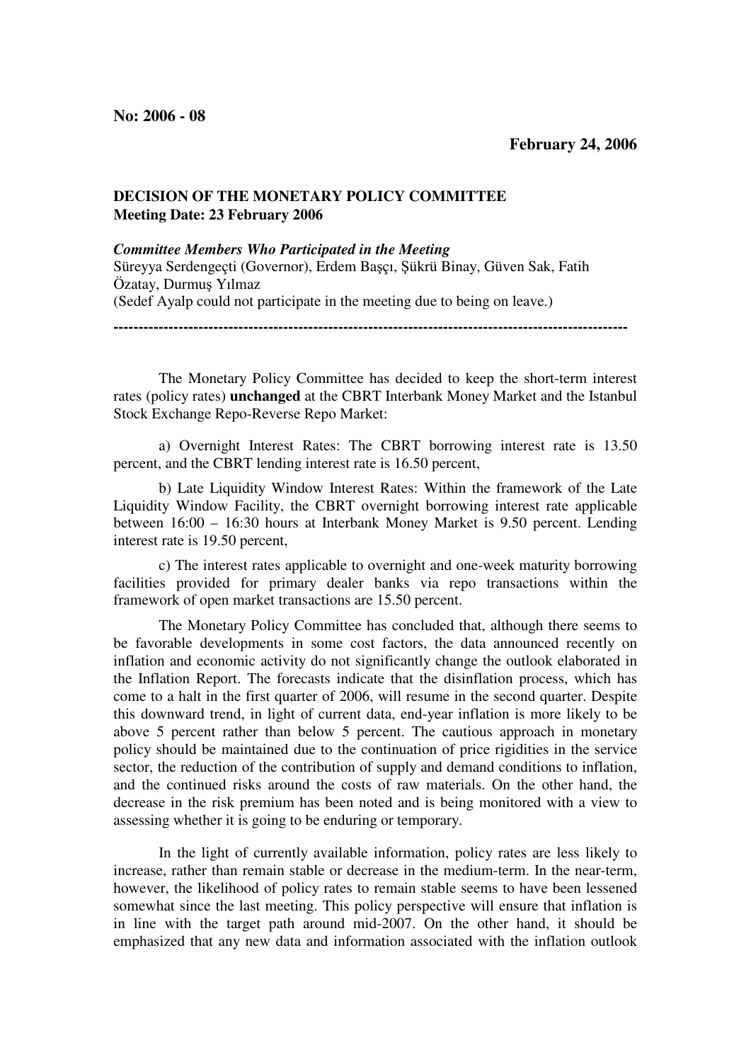**No: 2006 - 08**

**February 24, 2006**

**DECISION OF THE MONETARY POLICY COMMITTEE**
**Meeting Date: 23 February 2006**

***Committee Members Who Participated in the Meeting***
Süreyya Serdengeçti (Governor), Erdem Başçı, Şükrü Binay, Güven Sak, Fatih Özatay, Durmuş Yılmaz
(Sedef Ayalp could not participate in the meeting due to being on leave.)

---

The Monetary Policy Committee has decided to keep the short-term interest rates (policy rates) **unchanged** at the CBRT Interbank Money Market and the Istanbul Stock Exchange Repo-Reverse Repo Market:

a) Overnight Interest Rates: The CBRT borrowing interest rate is 13.50 percent, and the CBRT lending interest rate is 16.50 percent,

b) Late Liquidity Window Interest Rates: Within the framework of the Late Liquidity Window Facility, the CBRT overnight borrowing interest rate applicable between 16:00 – 16:30 hours at Interbank Money Market is 9.50 percent. Lending interest rate is 19.50 percent,

c) The interest rates applicable to overnight and one-week maturity borrowing facilities provided for primary dealer banks via repo transactions within the framework of open market transactions are 15.50 percent.

The Monetary Policy Committee has concluded that, although there seems to be favorable developments in some cost factors, the data announced recently on inflation and economic activity do not significantly change the outlook elaborated in the Inflation Report. The forecasts indicate that the disinflation process, which has come to a halt in the first quarter of 2006, will resume in the second quarter. Despite this downward trend, in light of current data, end-year inflation is more likely to be above 5 percent rather than below 5 percent. The cautious approach in monetary policy should be maintained due to the continuation of price rigidities in the service sector, the reduction of the contribution of supply and demand conditions to inflation, and the continued risks around the costs of raw materials. On the other hand, the decrease in the risk premium has been noted and is being monitored with a view to assessing whether it is going to be enduring or temporary.

In the light of currently available information, policy rates are less likely to increase, rather than remain stable or decrease in the medium-term. In the near-term, however, the likelihood of policy rates to remain stable seems to have been lessened somewhat since the last meeting. This policy perspective will ensure that inflation is in line with the target path around mid-2007. On the other hand, it should be emphasized that any new data and information associated with the inflation outlook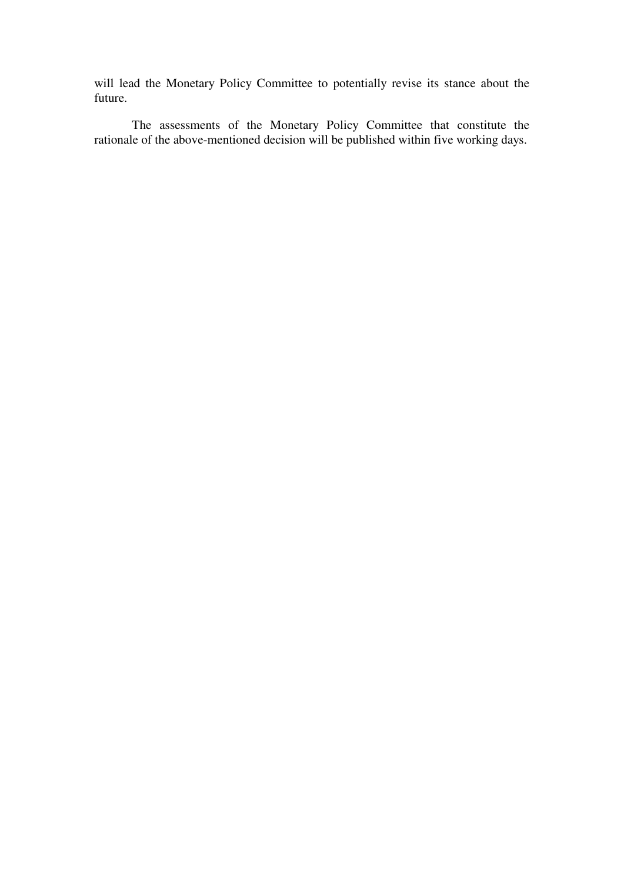will lead the Monetary Policy Committee to potentially revise its stance about the future.

The assessments of the Monetary Policy Committee that constitute the rationale of the above-mentioned decision will be published within five working days.